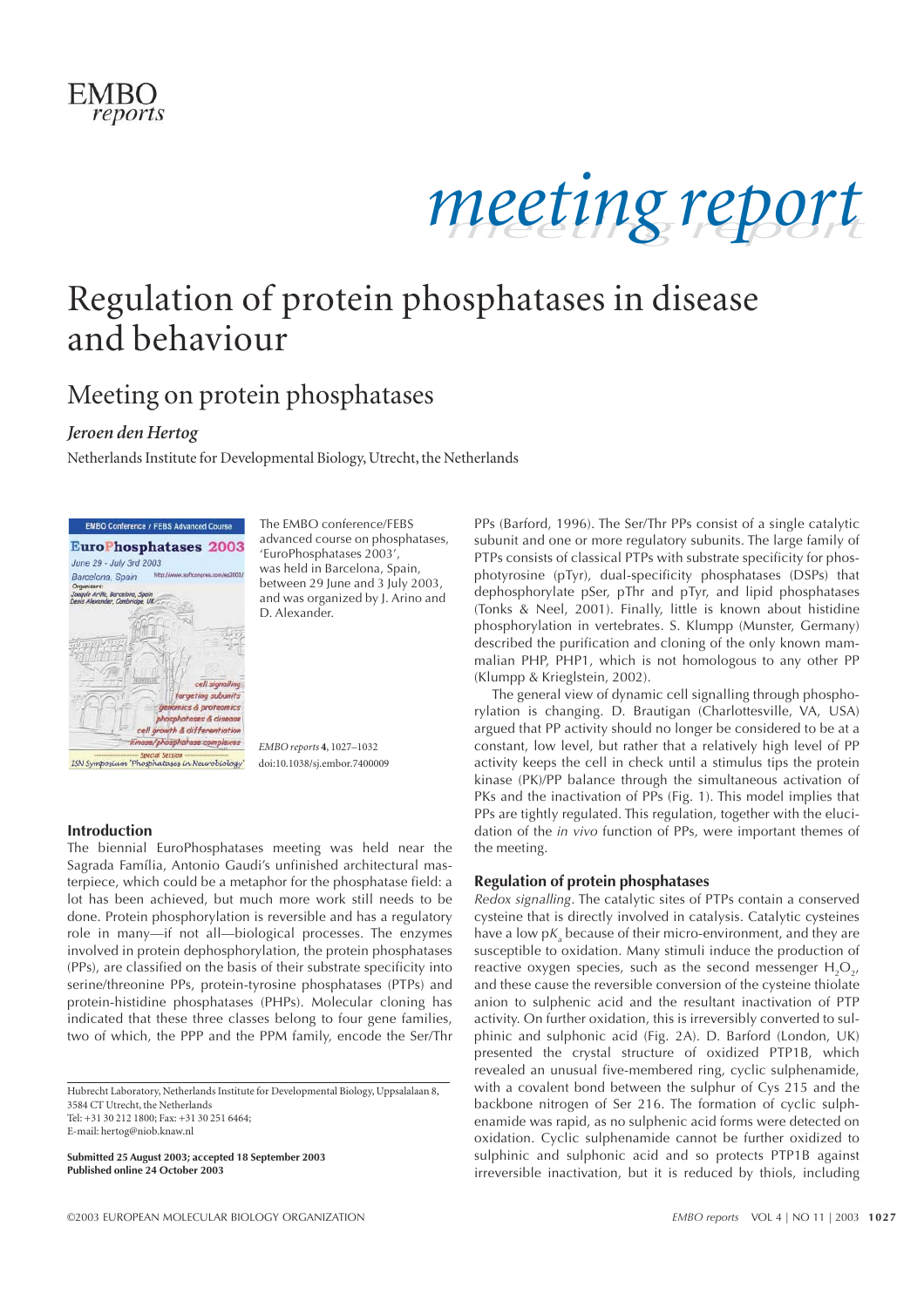# meeting report

# Regulation of protein phosphatases in disease and behaviour

## Meeting on protein phosphatases

*Jeroen den Hertog*

Netherlands Institute for Developmental Biology, Utrecht, the Netherlands

The EMBO conference/FEBS advanced course on phosphatases, 'EuroPhosphatases 2003', was held in Barcelona, Spain, between 29 June and 3 July 2003, and was organized by J. Arino and D. Alexander.

*EMBO reports* **4**, 1027–1032
doi:10.1038/sj.embor.7400009

### Introduction

The biennial EuroPhosphatases meeting was held near the Sagrada Família, Antonio Gaudi's unfinished architectural masterpiece, which could be a metaphor for the phosphatase field: a lot has been achieved, but much more work still needs to be done. Protein phosphorylation is reversible and has a regulatory role in many—if not all—biological processes. The enzymes involved in protein dephosphorylation, the protein phosphatases (PPs), are classified on the basis of their substrate specificity into serine/threonine PPs, protein-tyrosine phosphatases (PTPs) and protein-histidine phosphatases (PHPs). Molecular cloning has indicated that these three classes belong to four gene families, two of which, the PPP and the PPM family, encode the Ser/Thr PPs (Barford, 1996). The Ser/Thr PPs consist of a single catalytic subunit and one or more regulatory subunits. The large family of PTPs consists of classical PTPs with substrate specificity for phosphotyrosine (pTyr), dual-specificity phosphatases (DSPs) that dephosphorylate pSer, pThr and pTyr, and lipid phosphatases (Tonks & Neel, 2001). Finally, little is known about histidine phosphorylation in vertebrates. S. Klumpp (Munster, Germany) described the purification and cloning of the only known mammalian PHP, PHP1, which is not homologous to any other PP (Klumpp & Krieglstein, 2002).

The general view of dynamic cell signalling through phosphorylation is changing. D. Brautigan (Charlottesville, VA, USA) argued that PP activity should no longer be considered to be at a constant, low level, but rather that a relatively high level of PP activity keeps the cell in check until a stimulus tips the protein kinase (PK)/PP balance through the simultaneous activation of PKs and the inactivation of PPs (Fig. 1). This model implies that PPs are tightly regulated. This regulation, together with the elucidation of the *in vivo* function of PPs, were important themes of the meeting.

### Regulation of protein phosphatases

*Redox signalling*. The catalytic sites of PTPs contain a conserved cysteine that is directly involved in catalysis. Catalytic cysteines have a low $pK_a$ because of their micro-environment, and they are susceptible to oxidation. Many stimuli induce the production of reactive oxygen species, such as the second messenger $H_2O_2$, and these cause the reversible conversion of the cysteine thiolate anion to sulphenic acid and the resultant inactivation of PTP activity. On further oxidation, this is irreversibly converted to sulphinic and sulphonic acid (Fig. 2A). D. Barford (London, UK) presented the crystal structure of oxidized PTP1B, which revealed an unusual five-membered ring, cyclic sulphenamide, with a covalent bond between the sulphur of Cys 215 and the backbone nitrogen of Ser 216. The formation of cyclic sulphenamide was rapid, as no sulphenic acid forms were detected on oxidation. Cyclic sulphenamide cannot be further oxidized to sulphinic and sulphonic acid and so protects PTP1B against irreversible inactivation, but it is reduced by thiols, including

Hubrecht Laboratory, Netherlands Institute for Developmental Biology, Uppsalalaan 8, 3584 CT Utrecht, the Netherlands
Tel: +31 30 212 1800; Fax: +31 30 251 6464;
E-mail: hertog@niob.knaw.nl

**Submitted 25 August 2003; accepted 18 September 2003**
**Published online 24 October 2003**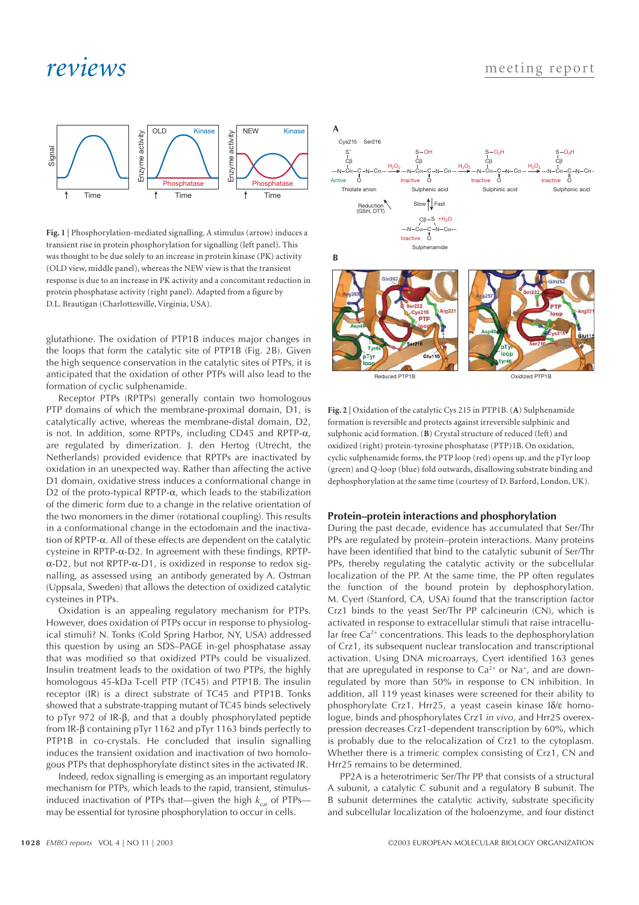**Fig. 1** | Phosphorylation-mediated signalling. A stimulus (arrow) induces a transient rise in protein phosphorylation for signalling (left panel). This was thought to be due solely to an increase in protein kinase (PK) activity (OLD view, middle panel), whereas the NEW view is that the transient response is due to an increase in PK activity and a concomitant reduction in protein phosphatase activity (right panel). Adapted from a figure by D.L. Brautigan (Charlottesville, Virginia, USA).

glutathione. The oxidation of PTP1B induces major changes in the loops that form the catalytic site of PTP1B (Fig. 2B). Given the high sequence conservation in the catalytic sites of PTPs, it is anticipated that the oxidation of other PTPs will also lead to the formation of cyclic sulphenamide.

Receptor PTPs (RPTPs) generally contain two homologous PTP domains of which the membrane-proximal domain, D1, is catalytically active, whereas the membrane-distal domain, D2, is not. In addition, some RPTPs, including CD45 and RPTP-α, are regulated by dimerization. J. den Hertog (Utrecht, the Netherlands) provided evidence that RPTPs are inactivated by oxidation in an unexpected way. Rather than affecting the active D1 domain, oxidative stress induces a conformational change in D2 of the proto-typical RPTP-α, which leads to the stabilization of the dimeric form due to a change in the relative orientation of the two monomers in the dimer (rotational coupling). This results in a conformational change in the ectodomain and the inactivation of RPTP-α. All of these effects are dependent on the catalytic cysteine in RPTP-α-D2. In agreement with these findings, RPTP-α-D2, but not RPTP-α-D1, is oxidized in response to redox signalling, as assessed using an antibody generated by A. Ostman (Uppsala, Sweden) that allows the detection of oxidized catalytic cysteines in PTPs.

Oxidation is an appealing regulatory mechanism for PTPs. However, does oxidation of PTPs occur in response to physiological stimuli? N. Tonks (Cold Spring Harbor, NY, USA) addressed this question by using an SDS–PAGE in-gel phosphatase assay that was modified so that oxidized PTPs could be visualized. Insulin treatment leads to the oxidation of two PTPs, the highly homologous 45-kDa T-cell PTP (TC45) and PTP1B. The insulin receptor (IR) is a direct substrate of TC45 and PTP1B. Tonks showed that a substrate-trapping mutant of TC45 binds selectively to pTyr 972 of IR-β, and that a doubly phosphorylated peptide from IR-β containing pTyr 1162 and pTyr 1163 binds perfectly to PTP1B in co-crystals. He concluded that insulin signalling induces the transient oxidation and inactivation of two homologous PTPs that dephosphorylate distinct sites in the activated IR.

Indeed, redox signalling is emerging as an important regulatory mechanism for PTPs, which leads to the rapid, transient, stimulus-induced inactivation of PTPs that—given the high $k_{cat}$ of PTPs—may be essential for tyrosine phosphorylation to occur in cells.

**Fig. 2** | Oxidation of the catalytic Cys 215 in PTP1B. (**A**) Sulphenamide formation is reversible and protects against irreversible sulphinic and sulphonic acid formation. (**B**) Crystal structure of reduced (left) and oxidized (right) protein-tyrosine phosphatase (PTP)1B. On oxidation, cyclic sulphenamide forms, the PTP loop (red) opens up, and the pTyr loop (green) and Q-loop (blue) fold outwards, disallowing substrate binding and dephosphorylation at the same time (courtesy of D. Barford, London, UK).

## Protein–protein interactions and phosphorylation

During the past decade, evidence has accumulated that Ser/Thr PPs are regulated by protein–protein interactions. Many proteins have been identified that bind to the catalytic subunit of Ser/Thr PPs, thereby regulating the catalytic activity or the subcellular localization of the PP. At the same time, the PP often regulates the function of the bound protein by dephosphorylation. M. Cyert (Stanford, CA, USA) found that the transcription factor Crz1 binds to the yeast Ser/Thr PP calcineurin (CN), which is activated in response to extracellular stimuli that raise intracellular free $Ca^{2+}$ concentrations. This leads to the dephosphorylation of Crz1, its subsequent nuclear translocation and transcriptional activation. Using DNA microarrays, Cyert identified 163 genes that are upregulated in response to $Ca^{2+}$ or $Na^{+}$, and are downregulated by more than 50% in response to CN inhibition. In addition, all 119 yeast kinases were screened for their ability to phosphorylate Crz1. Hrr25, a yeast casein kinase Iδ/ε homologue, binds and phosphorylates Crz1 *in vivo*, and Hrr25 overexpression decreases Crz1-dependent transcription by 60%, which is probably due to the relocalization of Crz1 to the cytoplasm. Whether there is a trimeric complex consisting of Crz1, CN and Hrr25 remains to be determined.

PP2A is a heterotrimeric Ser/Thr PP that consists of a structural A subunit, a catalytic C subunit and a regulatory B subunit. The B subunit determines the catalytic activity, substrate specificity and subcellular localization of the holoenzyme, and four distinct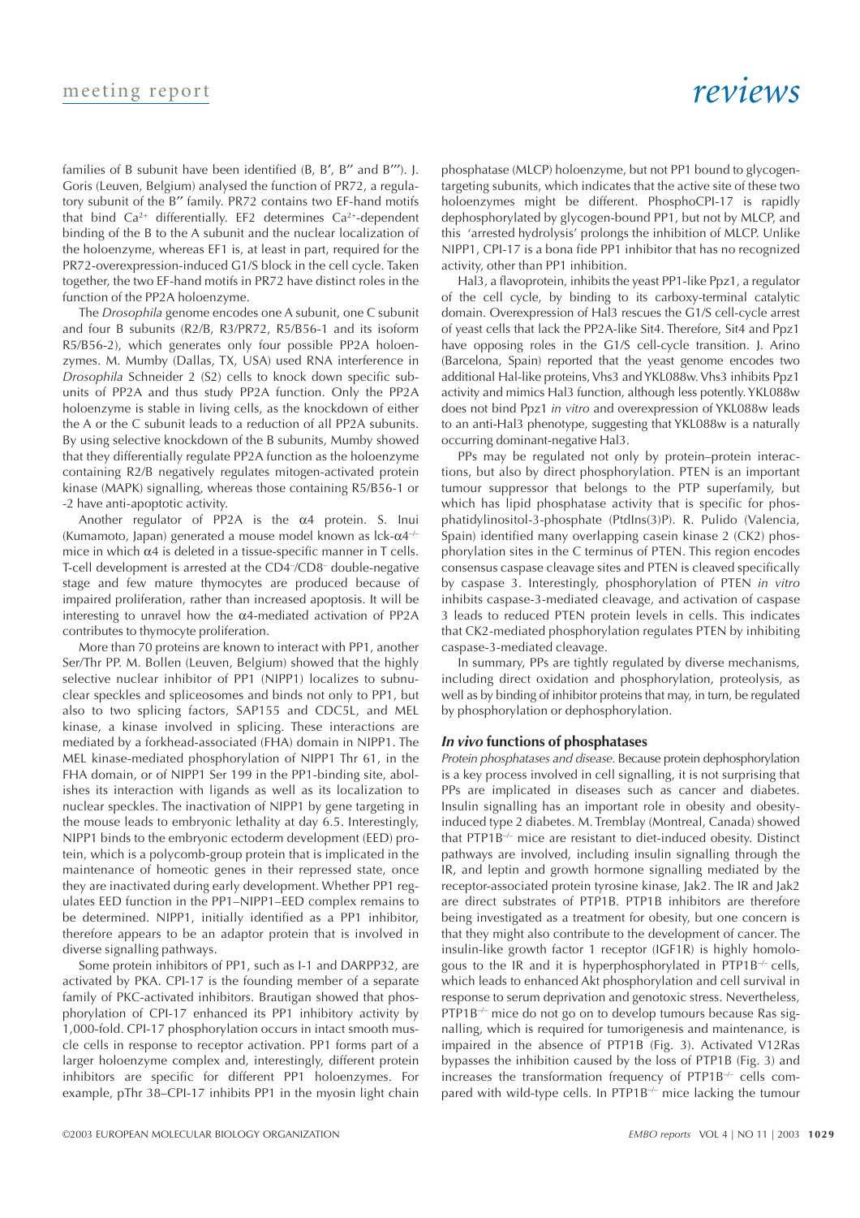families of B subunit have been identified (B, B′, B″ and B‴). J. Goris (Leuven, Belgium) analysed the function of PR72, a regulatory subunit of the B″ family. PR72 contains two EF-hand motifs that bind $Ca^{2+}$ differentially. EF2 determines $Ca^{2+}$-dependent binding of the B to the A subunit and the nuclear localization of the holoenzyme, whereas EF1 is, at least in part, required for the PR72-overexpression-induced G1/S block in the cell cycle. Taken together, the two EF-hand motifs in PR72 have distinct roles in the function of the PP2A holoenzyme.

The *Drosophila* genome encodes one A subunit, one C subunit and four B subunits (R2/B, R3/PR72, R5/B56-1 and its isoform R5/B56-2), which generates only four possible PP2A holoenzymes. M. Mumby (Dallas, TX, USA) used RNA interference in *Drosophila* Schneider 2 (S2) cells to knock down specific subunits of PP2A and thus study PP2A function. Only the PP2A holoenzyme is stable in living cells, as the knockdown of either the A or the C subunit leads to a reduction of all PP2A subunits. By using selective knockdown of the B subunits, Mumby showed that they differentially regulate PP2A function as the holoenzyme containing R2/B negatively regulates mitogen-activated protein kinase (MAPK) signalling, whereas those containing R5/B56-1 or -2 have anti-apoptotic activity.

Another regulator of PP2A is the α4 protein. S. Inui (Kumamoto, Japan) generated a mouse model known as lck-α4$^{-/-}$ mice in which α4 is deleted in a tissue-specific manner in T cells. T-cell development is arrested at the CD4$^{-}$/CD8$^{-}$ double-negative stage and few mature thymocytes are produced because of impaired proliferation, rather than increased apoptosis. It will be interesting to unravel how the α4-mediated activation of PP2A contributes to thymocyte proliferation.

More than 70 proteins are known to interact with PP1, another Ser/Thr PP. M. Bollen (Leuven, Belgium) showed that the highly selective nuclear inhibitor of PP1 (NIPP1) localizes to subnuclear speckles and spliceosomes and binds not only to PP1, but also to two splicing factors, SAP155 and CDC5L, and MEL kinase, a kinase involved in splicing. These interactions are mediated by a forkhead-associated (FHA) domain in NIPP1. The MEL kinase-mediated phosphorylation of NIPP1 Thr 61, in the FHA domain, or of NIPP1 Ser 199 in the PP1-binding site, abolishes its interaction with ligands as well as its localization to nuclear speckles. The inactivation of NIPP1 by gene targeting in the mouse leads to embryonic lethality at day 6.5. Interestingly, NIPP1 binds to the embryonic ectoderm development (EED) protein, which is a polycomb-group protein that is implicated in the maintenance of homeotic genes in their repressed state, once they are inactivated during early development. Whether PP1 regulates EED function in the PP1–NIPP1–EED complex remains to be determined. NIPP1, initially identified as a PP1 inhibitor, therefore appears to be an adaptor protein that is involved in diverse signalling pathways.

Some protein inhibitors of PP1, such as I-1 and DARPP32, are activated by PKA. CPI-17 is the founding member of a separate family of PKC-activated inhibitors. Brautigan showed that phosphorylation of CPI-17 enhanced its PP1 inhibitory activity by 1,000-fold. CPI-17 phosphorylation occurs in intact smooth muscle cells in response to receptor activation. PP1 forms part of a larger holoenzyme complex and, interestingly, different protein inhibitors are specific for different PP1 holoenzymes. For example, pThr 38–CPI-17 inhibits PP1 in the myosin light chain phosphatase (MLCP) holoenzyme, but not PP1 bound to glycogen-targeting subunits, which indicates that the active site of these two holoenzymes might be different. PhosphoCPI-17 is rapidly dephosphorylated by glycogen-bound PP1, but not by MLCP, and this 'arrested hydrolysis' prolongs the inhibition of MLCP. Unlike NIPP1, CPI-17 is a bona fide PP1 inhibitor that has no recognized activity, other than PP1 inhibition.

Hal3, a flavoprotein, inhibits the yeast PP1-like Ppz1, a regulator of the cell cycle, by binding to its carboxy-terminal catalytic domain. Overexpression of Hal3 rescues the G1/S cell-cycle arrest of yeast cells that lack the PP2A-like Sit4. Therefore, Sit4 and Ppz1 have opposing roles in the G1/S cell-cycle transition. J. Arino (Barcelona, Spain) reported that the yeast genome encodes two additional Hal-like proteins, Vhs3 and YKL088w. Vhs3 inhibits Ppz1 activity and mimics Hal3 function, although less potently. YKL088w does not bind Ppz1 *in vitro* and overexpression of YKL088w leads to an anti-Hal3 phenotype, suggesting that YKL088w is a naturally occurring dominant-negative Hal3.

PPs may be regulated not only by protein–protein interactions, but also by direct phosphorylation. PTEN is an important tumour suppressor that belongs to the PTP superfamily, but which has lipid phosphatase activity that is specific for phosphatidylinositol-3-phosphate (PtdIns(3)P). R. Pulido (Valencia, Spain) identified many overlapping casein kinase 2 (CK2) phosphorylation sites in the C terminus of PTEN. This region encodes consensus caspase cleavage sites and PTEN is cleaved specifically by caspase 3. Interestingly, phosphorylation of PTEN *in vitro* inhibits caspase-3-mediated cleavage, and activation of caspase 3 leads to reduced PTEN protein levels in cells. This indicates that CK2-mediated phosphorylation regulates PTEN by inhibiting caspase-3-mediated cleavage.

In summary, PPs are tightly regulated by diverse mechanisms, including direct oxidation and phosphorylation, proteolysis, as well as by binding of inhibitor proteins that may, in turn, be regulated by phosphorylation or dephosphorylation.

### *In vivo* functions of phosphatases

*Protein phosphatases and disease.* Because protein dephosphorylation is a key process involved in cell signalling, it is not surprising that PPs are implicated in diseases such as cancer and diabetes. Insulin signalling has an important role in obesity and obesity-induced type 2 diabetes. M. Tremblay (Montreal, Canada) showed that PTP1B$^{-/-}$ mice are resistant to diet-induced obesity. Distinct pathways are involved, including insulin signalling through the IR, and leptin and growth hormone signalling mediated by the receptor-associated protein tyrosine kinase, Jak2. The IR and Jak2 are direct substrates of PTP1B. PTP1B inhibitors are therefore being investigated as a treatment for obesity, but one concern is that they might also contribute to the development of cancer. The insulin-like growth factor 1 receptor (IGF1R) is highly homologous to the IR and it is hyperphosphorylated in PTP1B$^{-/-}$ cells, which leads to enhanced Akt phosphorylation and cell survival in response to serum deprivation and genotoxic stress. Nevertheless, PTP1B$^{-/-}$ mice do not go on to develop tumours because Ras signalling, which is required for tumorigenesis and maintenance, is impaired in the absence of PTP1B (Fig. 3). Activated V12Ras bypasses the inhibition caused by the loss of PTP1B (Fig. 3) and increases the transformation frequency of PTP1B$^{-/-}$ cells compared with wild-type cells. In PTP1B$^{-/-}$ mice lacking the tumour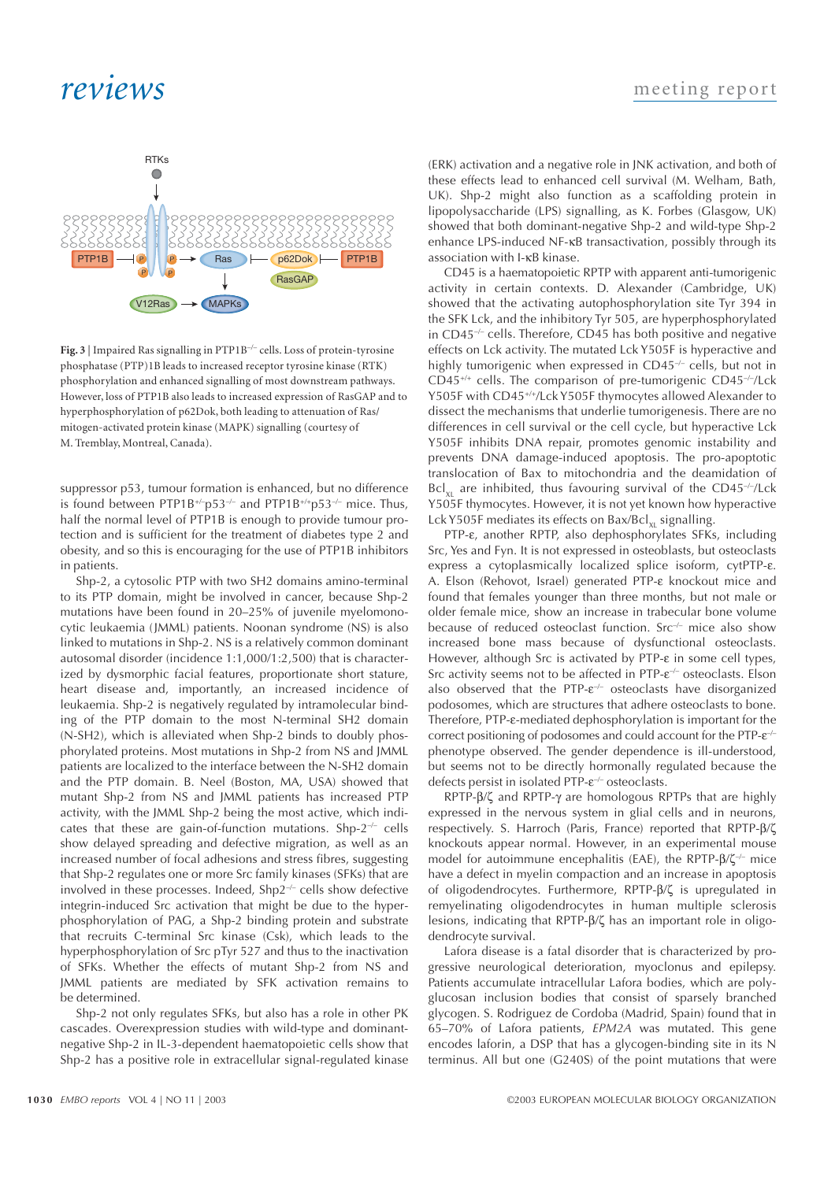**Fig. 3** | Impaired Ras signalling in PTP1B$^{-/-}$ cells. Loss of protein-tyrosine phosphatase (PTP)1B leads to increased receptor tyrosine kinase (RTK) phosphorylation and enhanced signalling of most downstream pathways. However, loss of PTP1B also leads to increased expression of RasGAP and to hyperphosphorylation of p62Dok, both leading to attenuation of Ras/mitogen-activated protein kinase (MAPK) signalling (courtesy of M. Tremblay, Montreal, Canada).

suppressor p53, tumour formation is enhanced, but no difference is found between PTP1B$^{+/-}$p53$^{-/-}$ and PTP1B$^{+/+}$p53$^{-/-}$ mice. Thus, half the normal level of PTP1B is enough to provide tumour protection and is sufficient for the treatment of diabetes type 2 and obesity, and so this is encouraging for the use of PTP1B inhibitors in patients.

Shp-2, a cytosolic PTP with two SH2 domains amino-terminal to its PTP domain, might be involved in cancer, because Shp-2 mutations have been found in 20–25% of juvenile myelomonocytic leukaemia (JMML) patients. Noonan syndrome (NS) is also linked to mutations in Shp-2. NS is a relatively common dominant autosomal disorder (incidence 1:1,000/1:2,500) that is characterized by dysmorphic facial features, proportionate short stature, heart disease and, importantly, an increased incidence of leukaemia. Shp-2 is negatively regulated by intramolecular binding of the PTP domain to the most N-terminal SH2 domain (N-SH2), which is alleviated when Shp-2 binds to doubly phosphorylated proteins. Most mutations in Shp-2 from NS and JMML patients are localized to the interface between the N-SH2 domain and the PTP domain. B. Neel (Boston, MA, USA) showed that mutant Shp-2 from NS and JMML patients has increased PTP activity, with the JMML Shp-2 being the most active, which indicates that these are gain-of-function mutations. Shp-2$^{-/-}$ cells show delayed spreading and defective migration, as well as an increased number of focal adhesions and stress fibres, suggesting that Shp-2 regulates one or more Src family kinases (SFKs) that are involved in these processes. Indeed, Shp2$^{-/-}$ cells show defective integrin-induced Src activation that might be due to the hyperphosphorylation of PAG, a Shp-2 binding protein and substrate that recruits C-terminal Src kinase (Csk), which leads to the hyperphosphorylation of Src pTyr 527 and thus to the inactivation of SFKs. Whether the effects of mutant Shp-2 from NS and JMML patients are mediated by SFK activation remains to be determined.

Shp-2 not only regulates SFKs, but also has a role in other PK cascades. Overexpression studies with wild-type and dominant-negative Shp-2 in IL-3-dependent haematopoietic cells show that Shp-2 has a positive role in extracellular signal-regulated kinase (ERK) activation and a negative role in JNK activation, and both of these effects lead to enhanced cell survival (M. Welham, Bath, UK). Shp-2 might also function as a scaffolding protein in lipopolysaccharide (LPS) signalling, as K. Forbes (Glasgow, UK) showed that both dominant-negative Shp-2 and wild-type Shp-2 enhance LPS-induced NF-κB transactivation, possibly through its association with I-κB kinase.

CD45 is a haematopoietic RPTP with apparent anti-tumorigenic activity in certain contexts. D. Alexander (Cambridge, UK) showed that the activating autophosphorylation site Tyr 394 in the SFK Lck, and the inhibitory Tyr 505, are hyperphosphorylated in CD45$^{-/-}$ cells. Therefore, CD45 has both positive and negative effects on Lck activity. The mutated Lck Y505F is hyperactive and highly tumorigenic when expressed in CD45$^{-/-}$ cells, but not in CD45$^{+/+}$ cells. The comparison of pre-tumorigenic CD45$^{-/-}$/Lck Y505F with CD45$^{+/+}$/Lck Y505F thymocytes allowed Alexander to dissect the mechanisms that underlie tumorigenesis. There are no differences in cell survival or the cell cycle, but hyperactive Lck Y505F inhibits DNA repair, promotes genomic instability and prevents DNA damage-induced apoptosis. The pro-apoptotic translocation of Bax to mitochondria and the deamidation of $Bcl_{XL}$ are inhibited, thus favouring survival of the CD45$^{-/-}$/Lck Y505F thymocytes. However, it is not yet known how hyperactive Lck Y505F mediates its effects on Bax/$Bcl_{XL}$ signalling.

PTP-ε, another RPTP, also dephosphorylates SFKs, including Src, Yes and Fyn. It is not expressed in osteoblasts, but osteoclasts express a cytoplasmically localized splice isoform, cytPTP-ε. A. Elson (Rehovot, Israel) generated PTP-ε knockout mice and found that females younger than three months, but not male or older female mice, show an increase in trabecular bone volume because of reduced osteoclast function. Src$^{-/-}$ mice also show increased bone mass because of dysfunctional osteoclasts. However, although Src is activated by PTP-ε in some cell types, Src activity seems not to be affected in PTP-ε$^{-/-}$ osteoclasts. Elson also observed that the PTP-ε$^{-/-}$ osteoclasts have disorganized podosomes, which are structures that adhere osteoclasts to bone. Therefore, PTP-ε-mediated dephosphorylation is important for the correct positioning of podosomes and could account for the PTP-ε$^{-/-}$ phenotype observed. The gender dependence is ill-understood, but seems not to be directly hormonally regulated because the defects persist in isolated PTP-ε$^{-/-}$ osteoclasts.

RPTP-β/ζ and RPTP-γ are homologous RPTPs that are highly expressed in the nervous system in glial cells and in neurons, respectively. S. Harroch (Paris, France) reported that RPTP-β/ζ knockouts appear normal. However, in an experimental mouse model for autoimmune encephalitis (EAE), the RPTP-β/ζ$^{-/-}$ mice have a defect in myelin compaction and an increase in apoptosis of oligodendrocytes. Furthermore, RPTP-β/ζ is upregulated in remyelinating oligodendrocytes in human multiple sclerosis lesions, indicating that RPTP-β/ζ has an important role in oligodendrocyte survival.

Lafora disease is a fatal disorder that is characterized by progressive neurological deterioration, myoclonus and epilepsy. Patients accumulate intracellular Lafora bodies, which are polyglucosan inclusion bodies that consist of sparsely branched glycogen. S. Rodriguez de Cordoba (Madrid, Spain) found that in 65–70% of Lafora patients, *EPM2A* was mutated. This gene encodes laforin, a DSP that has a glycogen-binding site in its N terminus. All but one (G240S) of the point mutations that were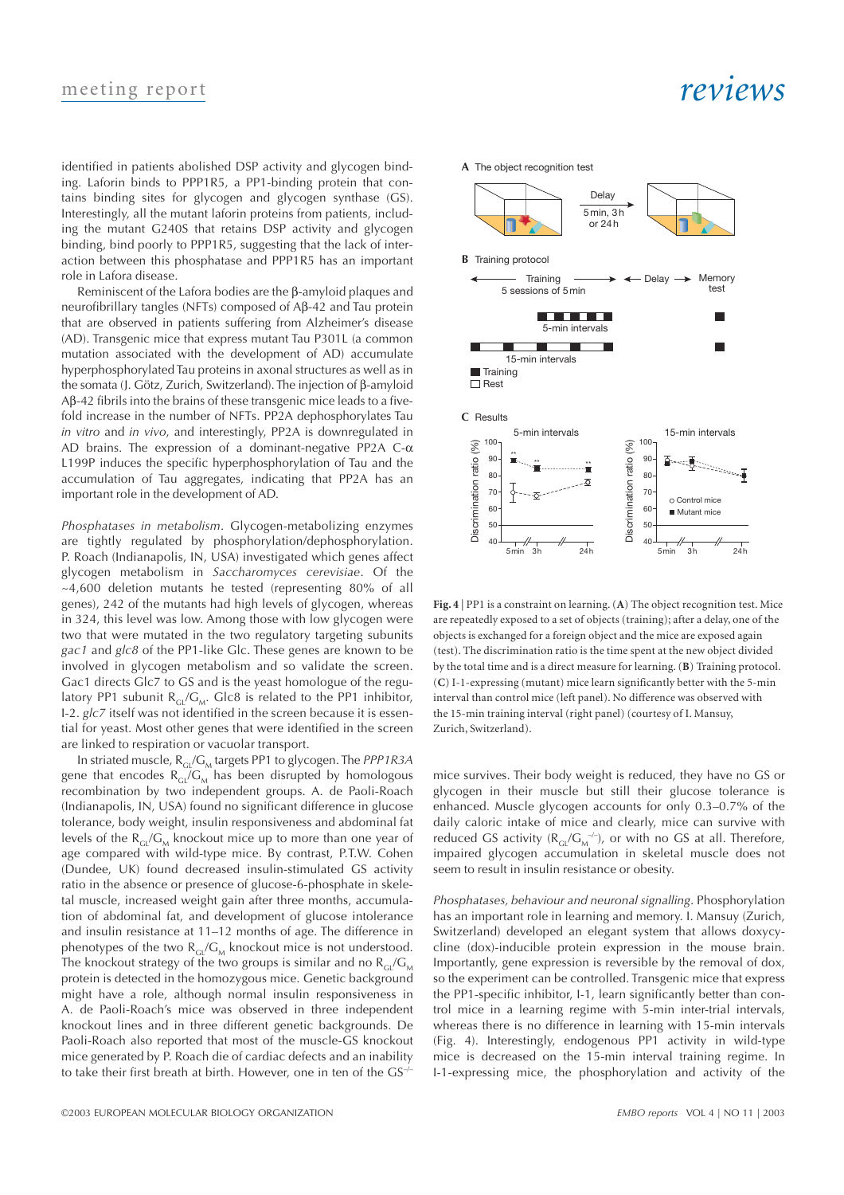identified in patients abolished DSP activity and glycogen binding. Laforin binds to PPP1R5, a PP1-binding protein that contains binding sites for glycogen and glycogen synthase (GS). Interestingly, all the mutant laforin proteins from patients, including the mutant G240S that retains DSP activity and glycogen binding, bind poorly to PPP1R5, suggesting that the lack of interaction between this phosphatase and PPP1R5 has an important role in Lafora disease.

Reminiscent of the Lafora bodies are the β-amyloid plaques and neurofibrillary tangles (NFTs) composed of Aβ-42 and Tau protein that are observed in patients suffering from Alzheimer's disease (AD). Transgenic mice that express mutant Tau P301L (a common mutation associated with the development of AD) accumulate hyperphosphorylated Tau proteins in axonal structures as well as in the somata (J. Götz, Zurich, Switzerland). The injection of β-amyloid Aβ-42 fibrils into the brains of these transgenic mice leads to a fivefold increase in the number of NFTs. PP2A dephosphorylates Tau *in vitro* and *in vivo*, and interestingly, PP2A is downregulated in AD brains. The expression of a dominant-negative PP2A C-α L199P induces the specific hyperphosphorylation of Tau and the accumulation of Tau aggregates, indicating that PP2A has an important role in the development of AD.

*Phosphatases in metabolism*. Glycogen-metabolizing enzymes are tightly regulated by phosphorylation/dephosphorylation. P. Roach (Indianapolis, IN, USA) investigated which genes affect glycogen metabolism in *Saccharomyces cerevisiae*. Of the ~4,600 deletion mutants he tested (representing 80% of all genes), 242 of the mutants had high levels of glycogen, whereas in 324, this level was low. Among those with low glycogen were two that were mutated in the two regulatory targeting subunits *gac1* and *glc8* of the PP1-like Glc. These genes are known to be involved in glycogen metabolism and so validate the screen. Gac1 directs Glc7 to GS and is the yeast homologue of the regulatory PP1 subunit $R_{GL}/G_M$. Glc8 is related to the PP1 inhibitor, I-2. *glc7* itself was not identified in the screen because it is essential for yeast. Most other genes that were identified in the screen are linked to respiration or vacuolar transport.

In striated muscle, $R_{GL}/G_M$ targets PP1 to glycogen. The *PPP1R3A* gene that encodes $R_{GL}/G_M$ has been disrupted by homologous recombination by two independent groups. A. de Paoli-Roach (Indianapolis, IN, USA) found no significant difference in glucose tolerance, body weight, insulin responsiveness and abdominal fat levels of the $R_{GL}/G_M$ knockout mice up to more than one year of age compared with wild-type mice. By contrast, P.T.W. Cohen (Dundee, UK) found decreased insulin-stimulated GS activity ratio in the absence or presence of glucose-6-phosphate in skeletal muscle, increased weight gain after three months, accumulation of abdominal fat, and development of glucose intolerance and insulin resistance at 11–12 months of age. The difference in phenotypes of the two $R_{GL}/G_M$ knockout mice is not understood. The knockout strategy of the two groups is similar and no $R_{GL}/G_M$ protein is detected in the homozygous mice. Genetic background might have a role, although normal insulin responsiveness in A. de Paoli-Roach's mice was observed in three independent knockout lines and in three different genetic backgrounds. De Paoli-Roach also reported that most of the muscle-GS knockout mice generated by P. Roach die of cardiac defects and an inability to take their first breath at birth. However, one in ten of the $GS^{-/-}$ mice survives. Their body weight is reduced, they have no GS or glycogen in their muscle but still their glucose tolerance is enhanced. Muscle glycogen accounts for only 0.3–0.7% of the daily caloric intake of mice and clearly, mice can survive with reduced GS activity ($R_{GL}/G_M^{-/-}$), or with no GS at all. Therefore, impaired glycogen accumulation in skeletal muscle does not seem to result in insulin resistance or obesity.

**Fig. 4** | PP1 is a constraint on learning. (**A**) The object recognition test. Mice are repeatedly exposed to a set of objects (training); after a delay, one of the objects is exchanged for a foreign object and the mice are exposed again (test). The discrimination ratio is the time spent at the new object divided by the total time and is a direct measure for learning. (**B**) Training protocol. (**C**) I-1-expressing (mutant) mice learn significantly better with the 5-min interval than control mice (left panel). No difference was observed with the 15-min training interval (right panel) (courtesy of I. Mansuy, Zurich, Switzerland).

*Phosphatases, behaviour and neuronal signalling*. Phosphorylation has an important role in learning and memory. I. Mansuy (Zurich, Switzerland) developed an elegant system that allows doxycycline (dox)-inducible protein expression in the mouse brain. Importantly, gene expression is reversible by the removal of dox, so the experiment can be controlled. Transgenic mice that express the PP1-specific inhibitor, I-1, learn significantly better than control mice in a learning regime with 5-min inter-trial intervals, whereas there is no difference in learning with 15-min intervals (Fig. 4). Interestingly, endogenous PP1 activity in wild-type mice is decreased on the 15-min interval training regime. In I-1-expressing mice, the phosphorylation and activity of the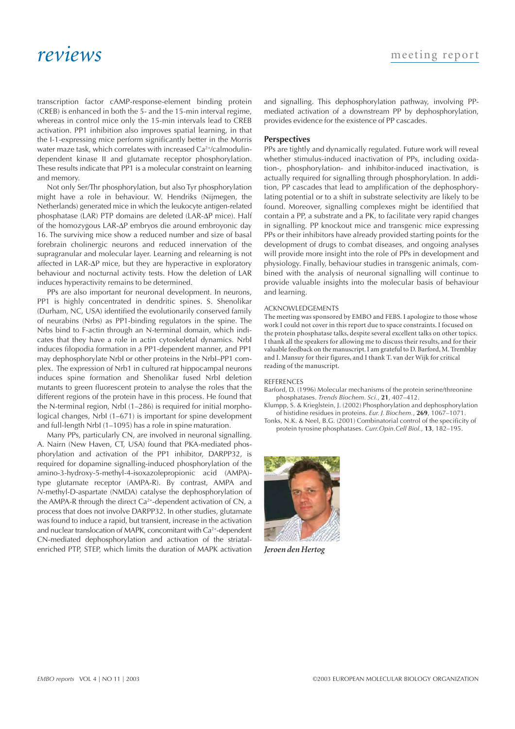transcription factor cAMP-response-element binding protein (CREB) is enhanced in both the 5- and the 15-min interval regime, whereas in control mice only the 15-min intervals lead to CREB activation. PP1 inhibition also improves spatial learning, in that the I-1-expressing mice perform significantly better in the Morris water maze task, which correlates with increased $Ca^{2+}$/calmodulin-dependent kinase II and glutamate receptor phosphorylation. These results indicate that PP1 is a molecular constraint on learning and memory.

Not only Ser/Thr phosphorylation, but also Tyr phosphorylation might have a role in behaviour. W. Hendriks (Nijmegen, the Netherlands) generated mice in which the leukocyte antigen-related phosphatase (LAR) PTP domains are deleted (LAR-ΔP mice). Half of the homozygous LAR-ΔP embryos die around embryonic day 16. The surviving mice show a reduced number and size of basal forebrain cholinergic neurons and reduced innervation of the supragranular and molecular layer. Learning and relearning is not affected in LAR-ΔP mice, but they are hyperactive in exploratory behaviour and nocturnal activity tests. How the deletion of LAR induces hyperactivity remains to be determined.

PPs are also important for neuronal development. In neurons, PP1 is highly concentrated in dendritic spines. S. Shenolikar (Durham, NC, USA) identified the evolutionarily conserved family of neurabins (Nrbs) as PP1-binding regulators in the spine. The Nrbs bind to F-actin through an N-terminal domain, which indicates that they have a role in actin cytoskeletal dynamics. NrbI induces filopodia formation in a PP1-dependent manner, and PP1 may dephosphorylate NrbI or other proteins in the NrbI–PP1 complex. The expression of Nrb1 in cultured rat hippocampal neurons induces spine formation and Shenolikar fused NrbI deletion mutants to green fluorescent protein to analyse the roles that the different regions of the protein have in this process. He found that the N-terminal region, NrbI (1–286) is required for initial morphological changes, NrbI (1–671) is important for spine development and full-length NrbI (1–1095) has a role in spine maturation.

Many PPs, particularly CN, are involved in neuronal signalling. A. Nairn (New Haven, CT, USA) found that PKA-mediated phosphorylation and activation of the PP1 inhibitor, DARPP32, is required for dopamine signalling-induced phosphorylation of the amino-3-hydroxy-5-methyl-4-isoxazolepropionic acid (AMPA)-type glutamate receptor (AMPA-R). By contrast, AMPA and *N*-methyl-D-aspartate (NMDA) catalyse the dephosphorylation of the AMPA-R through the direct $Ca^{2+}$-dependent activation of CN, a process that does not involve DARPP32. In other studies, glutamate was found to induce a rapid, but transient, increase in the activation and nuclear translocation of MAPK, concomitant with $Ca^{2+}$-dependent CN-mediated dephosphorylation and activation of the striatal-enriched PTP, STEP, which limits the duration of MAPK activation and signalling. This dephosphorylation pathway, involving PP-mediated activation of a downstream PP by dephosphorylation, provides evidence for the existence of PP cascades.

## Perspectives

PPs are tightly and dynamically regulated. Future work will reveal whether stimulus-induced inactivation of PPs, including oxidation-, phosphorylation- and inhibitor-induced inactivation, is actually required for signalling through phosphorylation. In addition, PP cascades that lead to amplification of the dephosphorylating potential or to a shift in substrate selectivity are likely to be found. Moreover, signalling complexes might be identified that contain a PP, a substrate and a PK, to facilitate very rapid changes in signalling. PP knockout mice and transgenic mice expressing PPs or their inhibitors have already provided starting points for the development of drugs to combat diseases, and ongoing analyses will provide more insight into the role of PPs in development and physiology. Finally, behaviour studies in transgenic animals, combined with the analysis of neuronal signalling will continue to provide valuable insights into the molecular basis of behaviour and learning.

ACKNOWLEDGEMENTS

The meeting was sponsored by EMBO and FEBS. I apologize to those whose work I could not cover in this report due to space constraints. I focused on the protein phosphatase talks, despite several excellent talks on other topics. I thank all the speakers for allowing me to discuss their results, and for their valuable feedback on the manuscript. I am grateful to D. Barford, M. Tremblay and I. Mansuy for their figures, and I thank T. van der Wijk for critical reading of the manuscript.

REFERENCES

Barford, D. (1996) Molecular mechanisms of the protein serine/threonine phosphatases. *Trends Biochem. Sci.*, **21**, 407–412.

Klumpp, S. & Krieglstein, J. (2002) Phosphorylation and dephosphorylation of histidine residues in proteins. *Eur. J. Biochem.*, **269**, 1067–1071.

Tonks, N.K. & Neel, B.G. (2001) Combinatorial control of the specificity of protein tyrosine phosphatases. *Curr.Opin.Cell Biol.*, **13**, 182–195.

*Jeroen den Hertog*